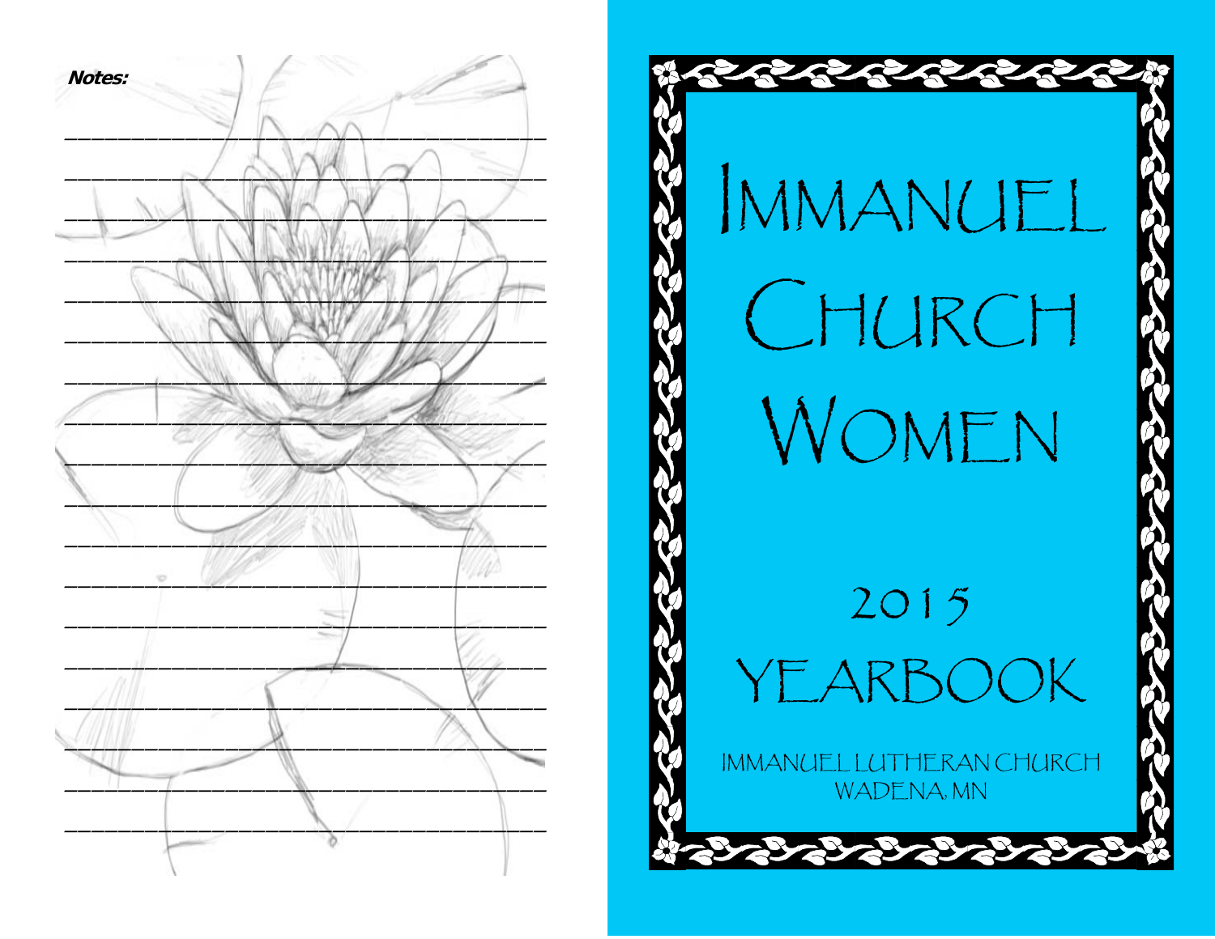**Notes:**

___

___

___

___

___

___

___

___

___

___

___

___

___

___

___

___

___

___

# Immanuel Church Women

## 2015 Yearbook

Immanuel Lutheran Church
Wadena, MN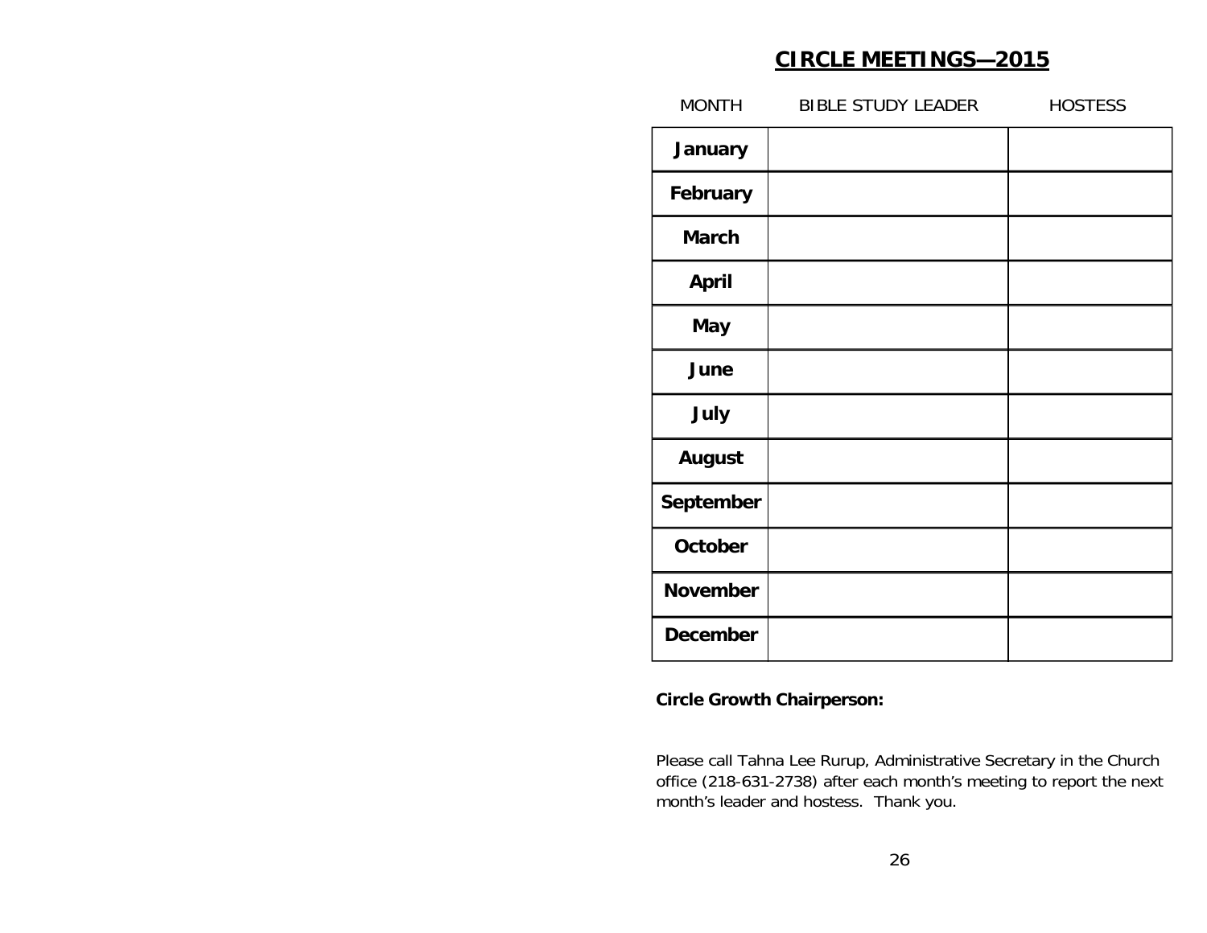# CIRCLE MEETINGS—2015

| MONTH | BIBLE STUDY LEADER | HOSTESS |
|---|---|---|
| **January** | | |
| **February** | | |
| **March** | | |
| **April** | | |
| **May** | | |
| **June** | | |
| **July** | | |
| **August** | | |
| **September** | | |
| **October** | | |
| **November** | | |
| **December** | | |

**Circle Growth Chairperson:**

Please call Tahna Lee Rurup, Administrative Secretary in the Church office (218-631-2738) after each month's meeting to report the next month's leader and hostess. Thank you.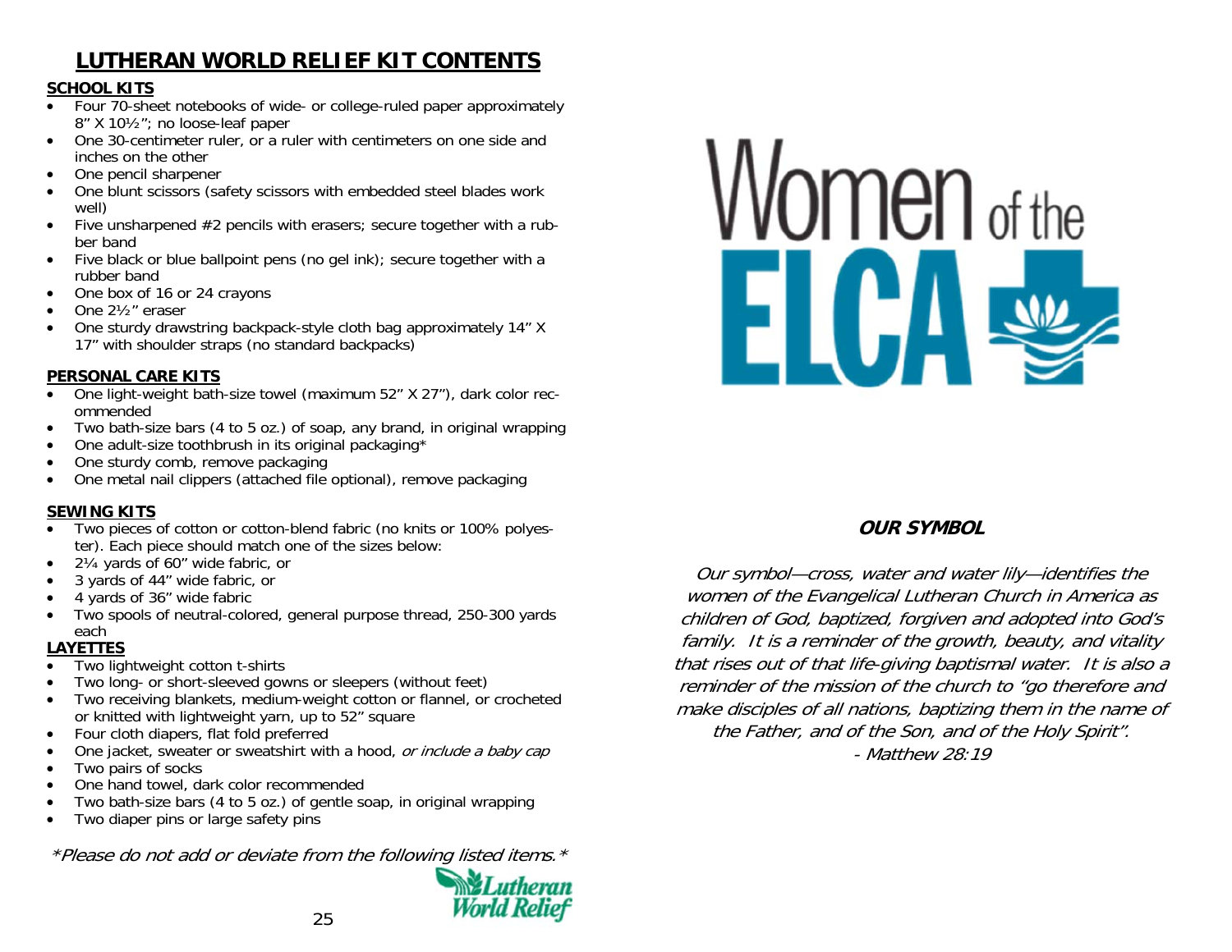# LUTHERAN WORLD RELIEF KIT CONTENTS

## SCHOOL KITS

- Four 70-sheet notebooks of wide- or college-ruled paper approximately 8" X 10½"; no loose-leaf paper
- One 30-centimeter ruler, or a ruler with centimeters on one side and inches on the other
- One pencil sharpener
- One blunt scissors (safety scissors with embedded steel blades work well)
- Five unsharpened #2 pencils with erasers; secure together with a rubber band
- Five black or blue ballpoint pens (no gel ink); secure together with a rubber band
- One box of 16 or 24 crayons
- One 2½" eraser
- One sturdy drawstring backpack-style cloth bag approximately 14" X 17" with shoulder straps (no standard backpacks)

## PERSONAL CARE KITS

- One light-weight bath-size towel (maximum 52" X 27"), dark color recommended
- Two bath-size bars (4 to 5 oz.) of soap, any brand, in original wrapping
- One adult-size toothbrush in its original packaging*
- One sturdy comb, remove packaging
- One metal nail clippers (attached file optional), remove packaging

## SEWING KITS

- Two pieces of cotton or cotton-blend fabric (no knits or 100% polyester). Each piece should match one of the sizes below:
- 2¼ yards of 60" wide fabric, or
- 3 yards of 44" wide fabric, or
- 4 yards of 36" wide fabric
- Two spools of neutral-colored, general purpose thread, 250-300 yards each

## LAYETTES

- Two lightweight cotton t-shirts
- Two long- or short-sleeved gowns or sleepers (without feet)
- Two receiving blankets, medium-weight cotton or flannel, or crocheted or knitted with lightweight yarn, up to 52" square
- Four cloth diapers, flat fold preferred
- One jacket, sweater or sweatshirt with a hood, *or include a baby cap*
- Two pairs of socks
- One hand towel, dark color recommended
- Two bath-size bars (4 to 5 oz.) of gentle soap, in original wrapping
- Two diaper pins or large safety pins

*\*Please do not add or deviate from the following listed items.\**

Lutheran World Relief

Women of the ELCA

## OUR SYMBOL

*Our symbol—cross, water and water lily—identifies the women of the Evangelical Lutheran Church in America as children of God, baptized, forgiven and adopted into God's family. It is a reminder of the growth, beauty, and vitality that rises out of that life-giving baptismal water. It is also a reminder of the mission of the church to "go therefore and make disciples of all nations, baptizing them in the name of the Father, and of the Son, and of the Holy Spirit".*

*- Matthew 28:19*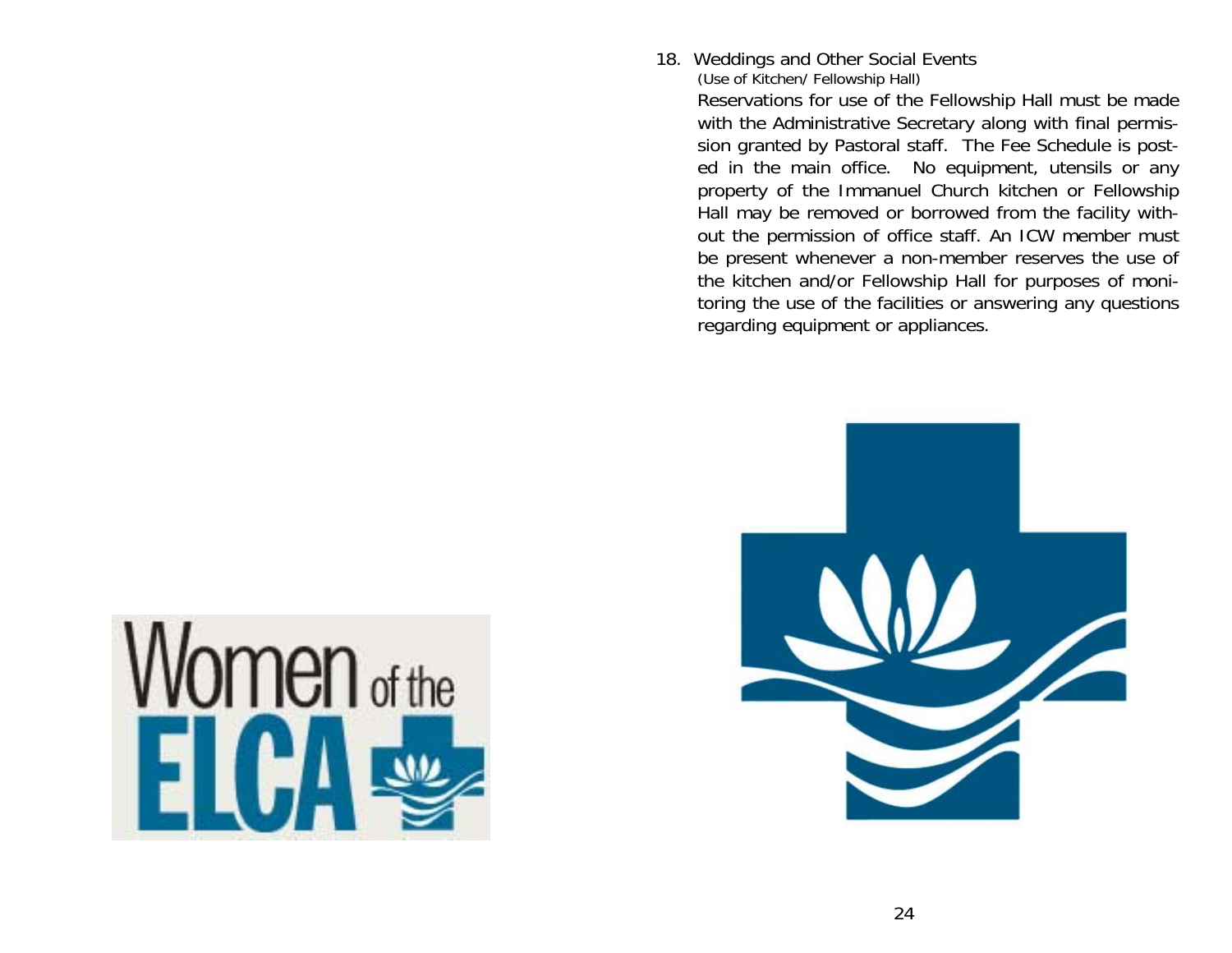18. Weddings and Other Social Events

    (Use of Kitchen/ Fellowship Hall)

    Reservations for use of the Fellowship Hall must be made with the Administrative Secretary along with final permission granted by Pastoral staff. The Fee Schedule is posted in the main office. No equipment, utensils or any property of the Immanuel Church kitchen or Fellowship Hall may be removed or borrowed from the facility without the permission of office staff. An ICW member must be present whenever a non-member reserves the use of the kitchen and/or Fellowship Hall for purposes of monitoring the use of the facilities or answering any questions regarding equipment or appliances.

Women of the ELCA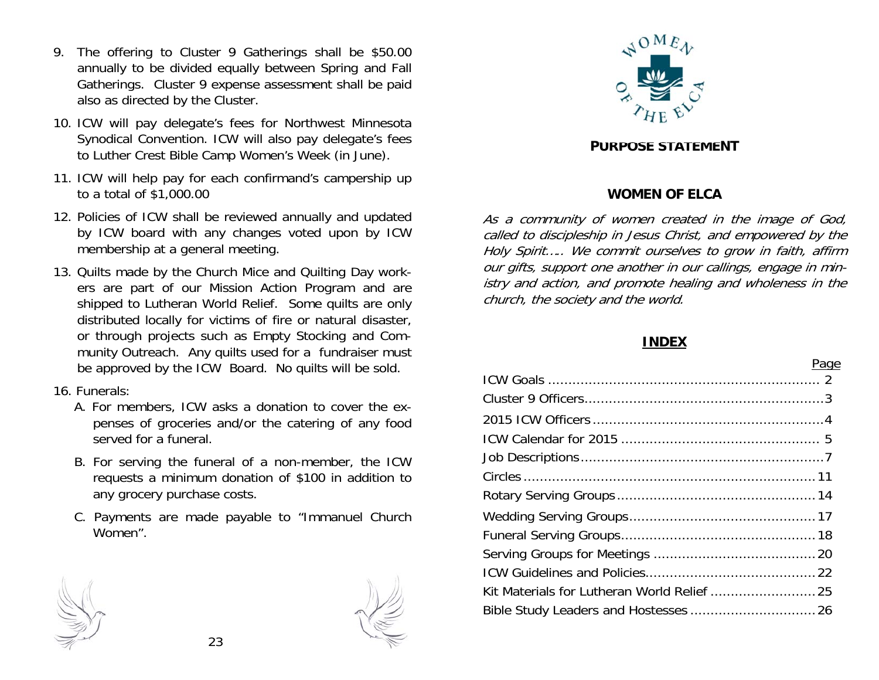9. The offering to Cluster 9 Gatherings shall be $50.00 annually to be divided equally between Spring and Fall Gatherings. Cluster 9 expense assessment shall be paid also as directed by the Cluster.
10. ICW will pay delegate's fees for Northwest Minnesota Synodical Convention. ICW will also pay delegate's fees to Luther Crest Bible Camp Women's Week (in June).
11. ICW will help pay for each confirmand's campership up to a total of $1,000.00
12. Policies of ICW shall be reviewed annually and updated by ICW board with any changes voted upon by ICW membership at a general meeting.
13. Quilts made by the Church Mice and Quilting Day workers are part of our Mission Action Program and are shipped to Lutheran World Relief. Some quilts are only distributed locally for victims of fire or natural disaster, or through projects such as Empty Stocking and Community Outreach. Any quilts used for a fundraiser must be approved by the ICW Board. No quilts will be sold.

16. Funerals:
   A. For members, ICW asks a donation to cover the expenses of groceries and/or the catering of any food served for a funeral.
   B. For serving the funeral of a non-member, the ICW requests a minimum donation of $100 in addition to any grocery purchase costs.
   C. Payments are made payable to "Immanuel Church Women".

WOMEN OF THE ELCA

## PURPOSE STATEMENT

### WOMEN OF ELCA

*As a community of women created in the image of God, called to discipleship in Jesus Christ, and empowered by the Holy Spirit….. We commit ourselves to grow in faith, affirm our gifts, support one another in our callings, engage in ministry and action, and promote healing and wholeness in the church, the society and the world.*

## INDEX

| | Page |
|---|---|
| ICW Goals | 2 |
| Cluster 9 Officers | 3 |
| 2015 ICW Officers | 4 |
| ICW Calendar for 2015 | 5 |
| Job Descriptions | 7 |
| Circles | 11 |
| Rotary Serving Groups | 14 |
| Wedding Serving Groups | 17 |
| Funeral Serving Groups | 18 |
| Serving Groups for Meetings | 20 |
| ICW Guidelines and Policies | 22 |
| Kit Materials for Lutheran World Relief | 25 |
| Bible Study Leaders and Hostesses | 26 |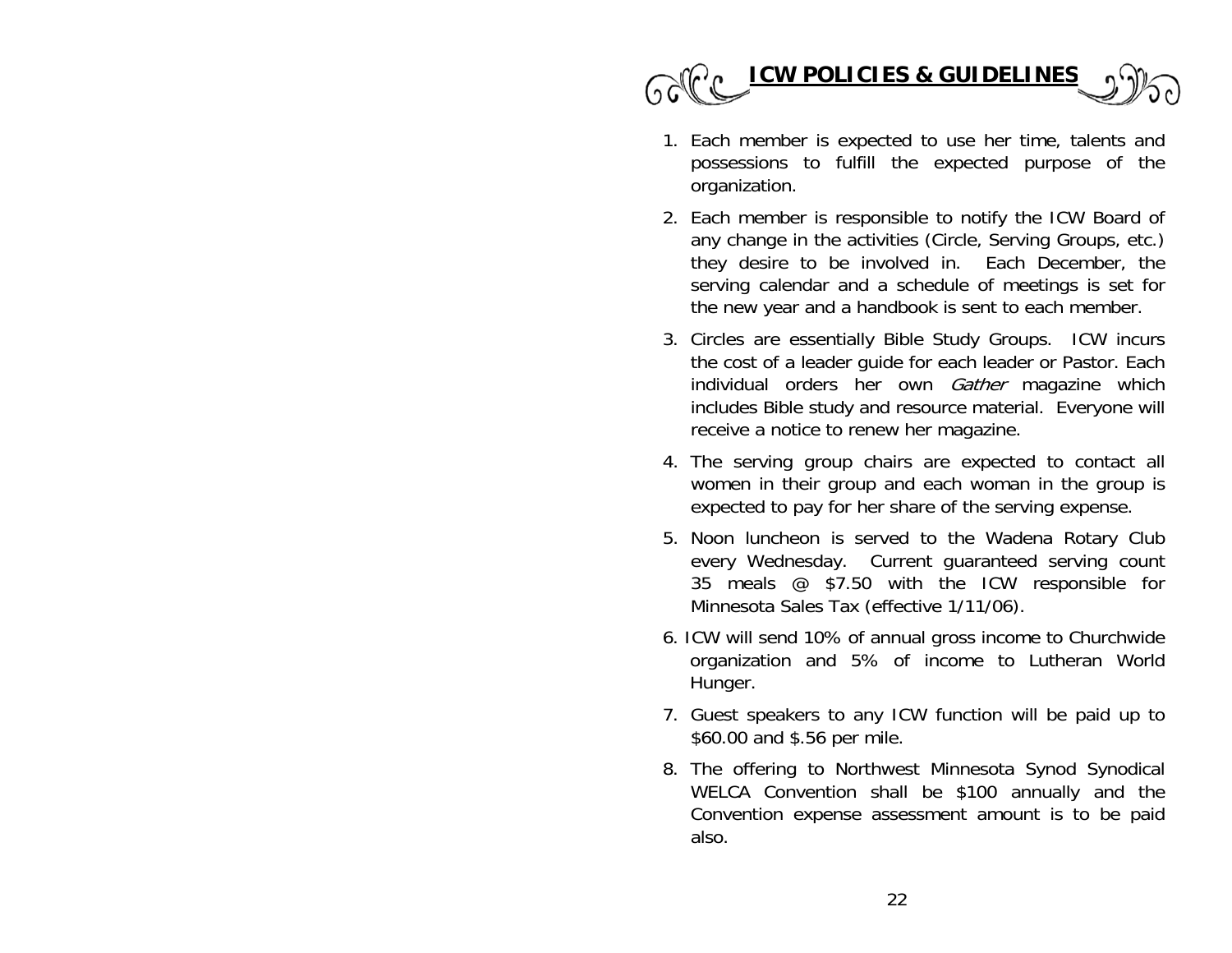# ICW POLICIES & GUIDELINES

1. Each member is expected to use her time, talents and possessions to fulfill the expected purpose of the organization.
2. Each member is responsible to notify the ICW Board of any change in the activities (Circle, Serving Groups, etc.) they desire to be involved in. Each December, the serving calendar and a schedule of meetings is set for the new year and a handbook is sent to each member.
3. Circles are essentially Bible Study Groups. ICW incurs the cost of a leader guide for each leader or Pastor. Each individual orders her own *Gather* magazine which includes Bible study and resource material. Everyone will receive a notice to renew her magazine.
4. The serving group chairs are expected to contact all women in their group and each woman in the group is expected to pay for her share of the serving expense.
5. Noon luncheon is served to the Wadena Rotary Club every Wednesday. Current guaranteed serving count 35 meals @ $7.50 with the ICW responsible for Minnesota Sales Tax (effective 1/11/06).
6. ICW will send 10% of annual gross income to Churchwide organization and 5% of income to Lutheran World Hunger.
7. Guest speakers to any ICW function will be paid up to $60.00 and $.56 per mile.
8. The offering to Northwest Minnesota Synod Synodical WELCA Convention shall be $100 annually and the Convention expense assessment amount is to be paid also.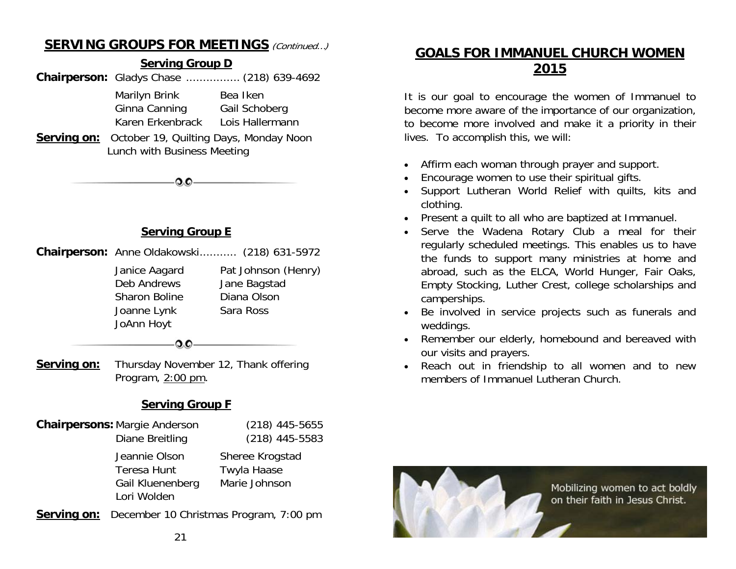## SERVING GROUPS FOR MEETINGS *(Continued…)*

### Serving Group D

**Chairperson:** Gladys Chase ……………. (218) 639-4692

| | |
|---|---|
| Marilyn Brink | Bea Iken |
| Ginna Canning | Gail Schoberg |
| Karen Erkenbrack | Lois Hallermann |

**Serving on:** October 19, Quilting Days, Monday Noon Lunch with Business Meeting

### Serving Group E

**Chairperson:** Anne Oldakowski……….. (218) 631-5972

| | |
|---|---|
| Janice Aagard | Pat Johnson (Henry) |
| Deb Andrews | Jane Bagstad |
| Sharon Boline | Diana Olson |
| Joanne Lynk | Sara Ross |
| JoAnn Hoyt | |

**Serving on:** Thursday November 12, Thank offering Program, 2:00 pm.

### Serving Group F

**Chairpersons:** Margie Anderson (218) 445-5655
Diane Breitling (218) 445-5583

| | |
|---|---|
| Jeannie Olson | Sheree Krogstad |
| Teresa Hunt | Twyla Haase |
| Gail Kluenenberg | Marie Johnson |
| Lori Wolden | |

**Serving on:** December 10 Christmas Program, 7:00 pm

## GOALS FOR IMMANUEL CHURCH WOMEN 2015

It is our goal to encourage the women of Immanuel to become more aware of the importance of our organization, to become more involved and make it a priority in their lives. To accomplish this, we will:

- Affirm each woman through prayer and support.
- Encourage women to use their spiritual gifts.
- Support Lutheran World Relief with quilts, kits and clothing.
- Present a quilt to all who are baptized at Immanuel.
- Serve the Wadena Rotary Club a meal for their regularly scheduled meetings. This enables us to have the funds to support many ministries at home and abroad, such as the ELCA, World Hunger, Fair Oaks, Empty Stocking, Luther Crest, college scholarships and camperships.
- Be involved in service projects such as funerals and weddings.
- Remember our elderly, homebound and bereaved with our visits and prayers.
- Reach out in friendship to all women and to new members of Immanuel Lutheran Church.

Mobilizing women to act boldly on their faith in Jesus Christ.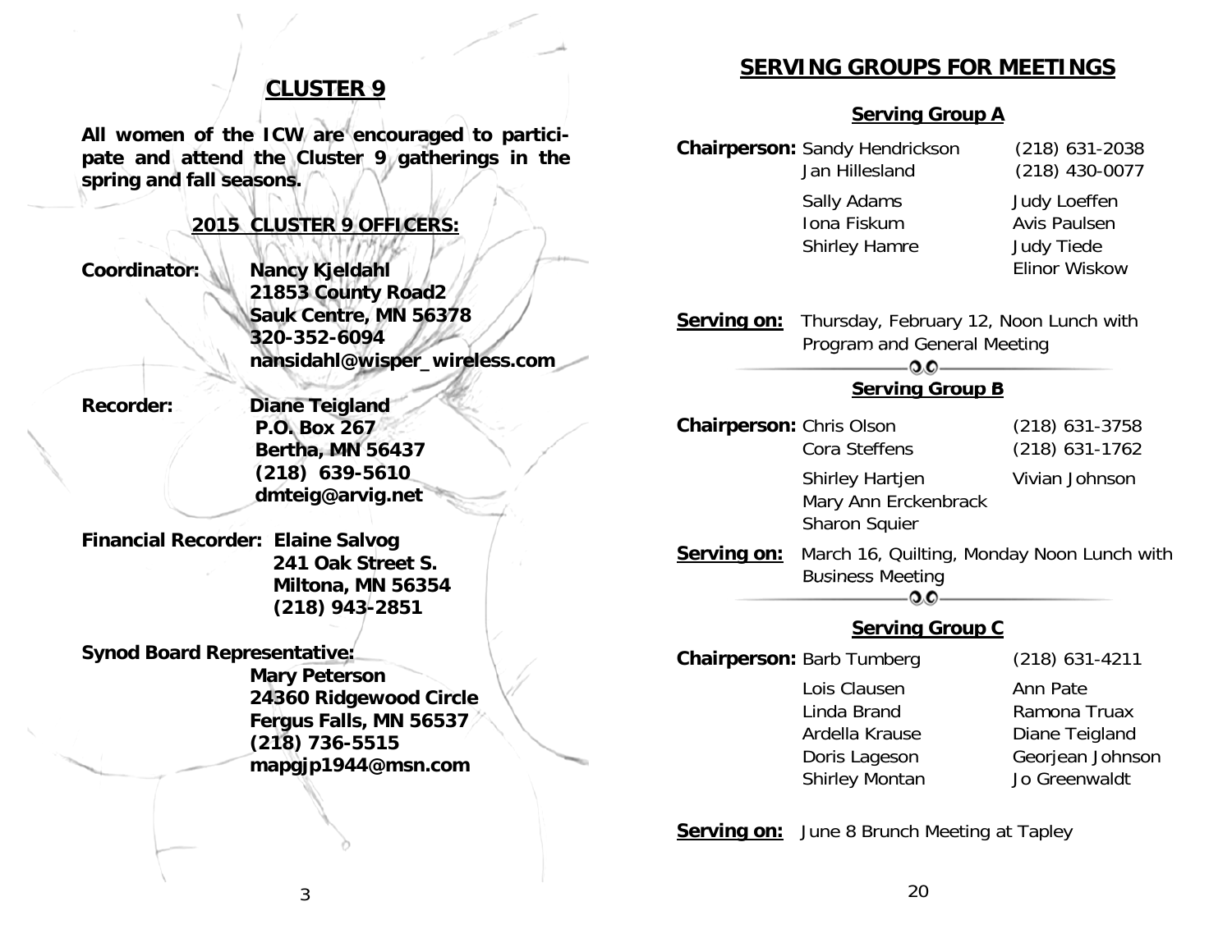## CLUSTER 9

**All women of the ICW are encouraged to participate and attend the Cluster 9 gatherings in the spring and fall seasons.**

### 2015 CLUSTER 9 OFFICERS:

**Coordinator:** **Nancy Kjeldahl**
**21853 County Road2**
**Sauk Centre, MN 56378**
**320-352-6094**
**nansidahl@wisper_wireless.com**

**Recorder:** **Diane Teigland**
**P.O. Box 267**
**Bertha, MN 56437**
**(218) 639-5610**
**dmteig@arvig.net**

**Financial Recorder:** **Elaine Salvog**
**241 Oak Street S.**
**Miltona, MN 56354**
**(218) 943-2851**

**Synod Board Representative:**
**Mary Peterson**
**24360 Ridgewood Circle**
**Fergus Falls, MN 56537**
**(218) 736-5515**
**mapgjp1944@msn.com**

## SERVING GROUPS FOR MEETINGS

### Serving Group A

**Chairperson:** Sandy Hendrickson (218) 631-2038
Jan Hillesland (218) 430-0077

Sally Adams
Iona Fiskum
Shirley Hamre
Judy Loeffen
Avis Paulsen
Judy Tiede
Elinor Wiskow

**Serving on:** Thursday, February 12, Noon Lunch with Program and General Meeting

### Serving Group B

**Chairperson:** Chris Olson (218) 631-3758
Cora Steffens (218) 631-1762

Shirley Hartjen
Mary Ann Erckenbrack
Sharon Squier
Vivian Johnson

**Serving on:** March 16, Quilting, Monday Noon Lunch with Business Meeting

### Serving Group C

**Chairperson:** Barb Tumberg (218) 631-4211

Lois Clausen
Linda Brand
Ardella Krause
Doris Lageson
Shirley Montan
Ann Pate
Ramona Truax
Diane Teigland
Georjean Johnson
Jo Greenwaldt

**Serving on:** June 8 Brunch Meeting at Tapley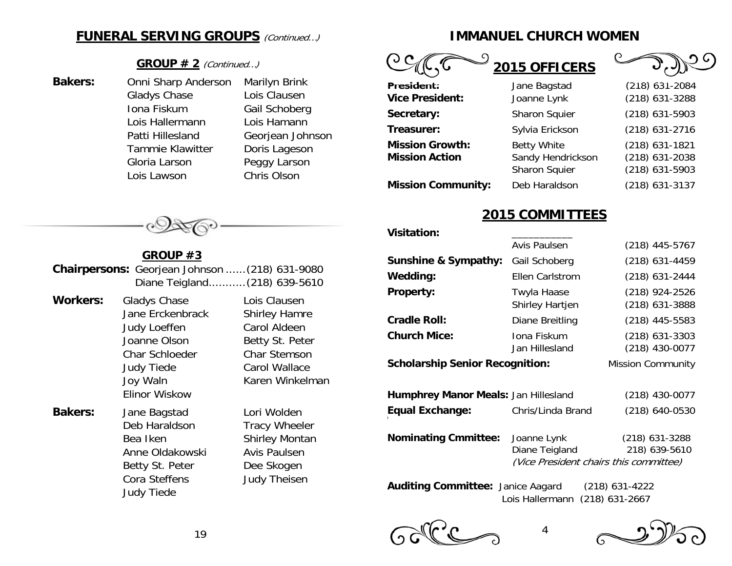## FUNERAL SERVING GROUPS *(Continued…)*

### GROUP # 2 *(Continued…)*

**Bakers:**

| | |
|---|---|
| Onni Sharp Anderson | Marilyn Brink |
| Gladys Chase | Lois Clausen |
| Iona Fiskum | Gail Schoberg |
| Lois Hallermann | Lois Hamann |
| Patti Hillesland | Georjean Johnson |
| Tammie Klawitter | Doris Lageson |
| Gloria Larson | Peggy Larson |
| Lois Lawson | Chris Olson |

### GROUP #3

**Chairpersons:** Georjean Johnson ……(218) 631-9080
Diane Teigland………..(218) 639-5610

**Workers:**

| | |
|---|---|
| Gladys Chase | Lois Clausen |
| Jane Erckenbrack | Shirley Hamre |
| Judy Loeffen | Carol Aldeen |
| Joanne Olson | Betty St. Peter |
| Char Schloeder | Char Stemson |
| Judy Tiede | Carol Wallace |
| Joy Waln | Karen Winkelman |
| Elinor Wiskow | |

**Bakers:**

| | |
|---|---|
| Jane Bagstad | Lori Wolden |
| Deb Haraldson | Tracy Wheeler |
| Bea Iken | Shirley Montan |
| Anne Oldakowski | Avis Paulsen |
| Betty St. Peter | Dee Skogen |
| Cora Steffens | Judy Theisen |
| Judy Tiede | |

## IMMANUEL CHURCH WOMEN

### 2015 OFFICERS

| | | |
|---|---|---|
| **President:** | Jane Bagstad | (218) 631-2084 |
| **Vice President:** | Joanne Lynk | (218) 631-3288 |
| **Secretary:** | Sharon Squier | (218) 631-5903 |
| **Treasurer:** | Sylvia Erickson | (218) 631-2716 |
| **Mission Growth:** | Betty White | (218) 631-1821 |
| **Mission Action** | Sandy Hendrickson | (218) 631-2038 |
| | Sharon Squier | (218) 631-5903 |
| **Mission Community:** | Deb Haraldson | (218) 631-3137 |

### 2015 COMMITTEES

| | | |
|---|---|---|
| **Visitation:** | ___________ | |
| | Avis Paulsen | (218) 445-5767 |
| **Sunshine & Sympathy:** | Gail Schoberg | (218) 631-4459 |
| **Wedding:** | Ellen Carlstrom | (218) 631-2444 |
| **Property:** | Twyla Haase | (218) 924-2526 |
| | Shirley Hartjen | (218) 631-3888 |
| **Cradle Roll:** | Diane Breitling | (218) 445-5583 |
| **Church Mice:** | Iona Fiskum | (218) 631-3303 |
| | Jan Hillesland | (218) 430-0077 |
| **Scholarship Senior Recognition:** | | Mission Community |
| **Humphrey Manor Meals:** | Jan Hillesland | (218) 430-0077 |
| **Equal Exchange:** | Chris/Linda Brand | (218) 640-0530 |
| **Nominating Cmmittee:** | Joanne Lynk | (218) 631-3288 |
| | Diane Teigland | 218) 639-5610 |
| | *(Vice President chairs this committee)* | |
| **Auditing Committee:** | Janice Aagard | (218) 631-4222 |
| | Lois Hallermann | (218) 631-2667 |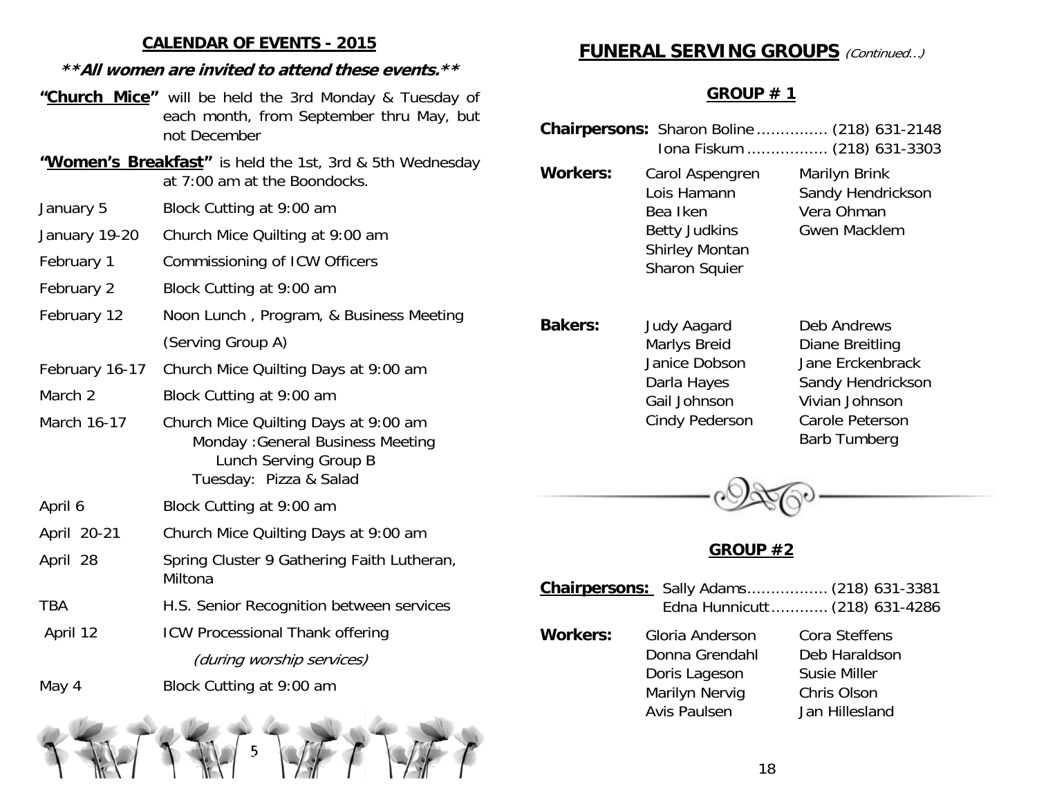## CALENDAR OF EVENTS - 2015

***\*\*All women are invited to attend these events.\*\****

**"Church Mice"** will be held the 3rd Monday & Tuesday of each month, from September thru May, but not December

**"Women's Breakfast"** is held the 1st, 3rd & 5th Wednesday at 7:00 am at the Boondocks.

| | |
|---|---|
| January 5 | Block Cutting at 9:00 am |
| January 19-20 | Church Mice Quilting at 9:00 am |
| February 1 | Commissioning of ICW Officers |
| February 2 | Block Cutting at 9:00 am |
| February 12 | Noon Lunch , Program, & Business Meeting (Serving Group A) |
| February 16-17 | Church Mice Quilting Days at 9:00 am |
| March 2 | Block Cutting at 9:00 am |
| March 16-17 | Church Mice Quilting Days at 9:00 am<br>Monday :General Business Meeting<br>Lunch Serving Group B<br>Tuesday: Pizza & Salad |
| April 6 | Block Cutting at 9:00 am |
| April 20-21 | Church Mice Quilting Days at 9:00 am |
| April 28 | Spring Cluster 9 Gathering Faith Lutheran, Miltona |
| TBA | H.S. Senior Recognition between services |
| April 12 | ICW Processional Thank offering *(during worship services)* |
| May 4 | Block Cutting at 9:00 am |

# FUNERAL SERVING GROUPS *(Continued…)*

## GROUP # 1

**Chairpersons:** Sharon Boline ............... (218) 631-2148
Iona Fiskum ................. (218) 631-3303

**Workers:**

| | |
|---|---|
| Carol Aspengren | Marilyn Brink |
| Lois Hamann | Sandy Hendrickson |
| Bea Iken | Vera Ohman |
| Betty Judkins | Gwen Macklem |
| Shirley Montan | |
| Sharon Squier | |

**Bakers:**

| | |
|---|---|
| Judy Aagard | Deb Andrews |
| Marlys Breid | Diane Breitling |
| Janice Dobson | Jane Erckenbrack |
| Darla Hayes | Sandy Hendrickson |
| Gail Johnson | Vivian Johnson |
| Cindy Pederson | Carole Peterson |
| | Barb Tumberg |

## GROUP #2

**Chairpersons:** Sally Adams................. (218) 631-3381
Edna Hunnicutt............ (218) 631-4286

**Workers:**

| | |
|---|---|
| Gloria Anderson | Cora Steffens |
| Donna Grendahl | Deb Haraldson |
| Doris Lageson | Susie Miller |
| Marilyn Nervig | Chris Olson |
| Avis Paulsen | Jan Hillesland |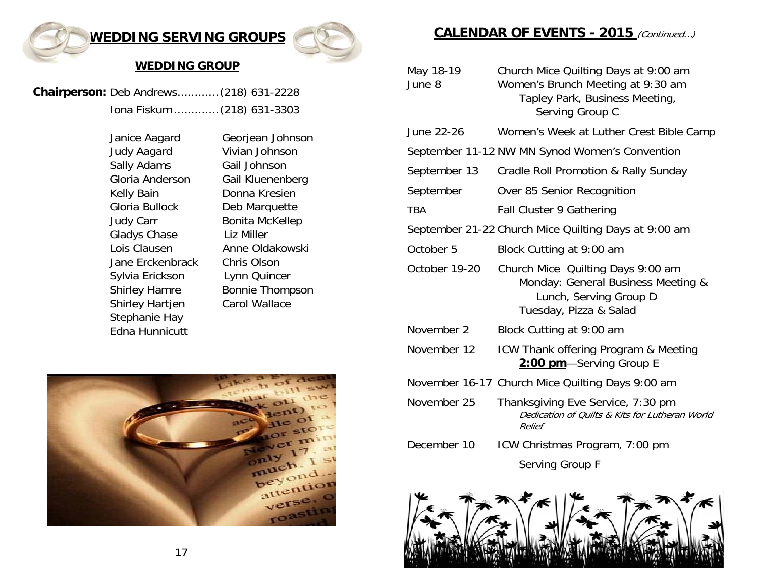# WEDDING SERVING GROUPS

## WEDDING GROUP

**Chairperson:** Deb Andrews............(218) 631-2228
Iona Fiskum.............(218) 631-3303

Janice Aagard
Judy Aagard
Sally Adams
Gloria Anderson
Kelly Bain
Gloria Bullock
Judy Carr
Gladys Chase
Lois Clausen
Jane Erckenbrack
Sylvia Erickson
Shirley Hamre
Shirley Hartjen
Stephanie Hay
Edna Hunnicutt
Georjean Johnson
Vivian Johnson
Gail Johnson
Gail Kluenenberg
Donna Kresien
Deb Marquette
Bonita McKellep
Liz Miller
Anne Oldakowski
Chris Olson
Lynn Quincer
Bonnie Thompson
Carol Wallace

# CALENDAR OF EVENTS - 2015 *(Continued…)*

| | |
|---|---|
| May 18-19 | Church Mice Quilting Days at 9:00 am |
| June 8 | Women's Brunch Meeting at 9:30 am Tapley Park, Business Meeting, Serving Group C |
| June 22-26 | Women's Week at Luther Crest Bible Camp |
| September 11-12 | NW MN Synod Women's Convention |
| September 13 | Cradle Roll Promotion & Rally Sunday |
| September | Over 85 Senior Recognition |
| TBA | Fall Cluster 9 Gathering |
| September 21-22 | Church Mice Quilting Days at 9:00 am |
| October 5 | Block Cutting at 9:00 am |
| October 19-20 | Church Mice Quilting Days 9:00 am Monday: General Business Meeting & Lunch, Serving Group D Tuesday, Pizza & Salad |
| November 2 | Block Cutting at 9:00 am |
| November 12 | ICW Thank offering Program & Meeting **2:00 pm**—Serving Group E |
| November 16-17 | Church Mice Quilting Days 9:00 am |
| November 25 | Thanksgiving Eve Service, 7:30 pm *Dedication of Quilts & Kits for Lutheran World Relief* |
| December 10 | ICW Christmas Program, 7:00 pm Serving Group F |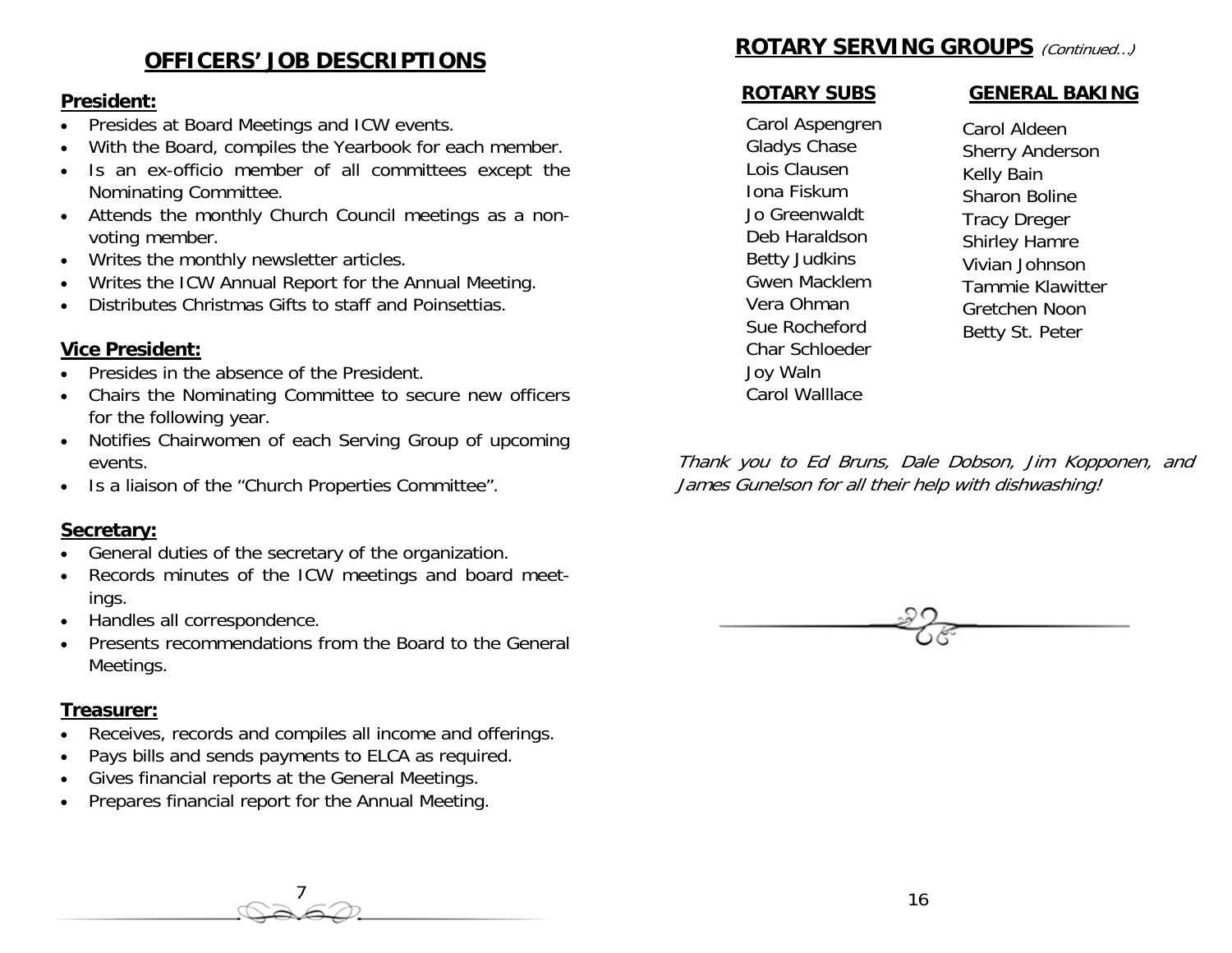## OFFICERS' JOB DESCRIPTIONS

### President:

- Presides at Board Meetings and ICW events.
- With the Board, compiles the Yearbook for each member.
- Is an ex-officio member of all committees except the Nominating Committee.
- Attends the monthly Church Council meetings as a non-voting member.
- Writes the monthly newsletter articles.
- Writes the ICW Annual Report for the Annual Meeting.
- Distributes Christmas Gifts to staff and Poinsettias.

### Vice President:

- Presides in the absence of the President.
- Chairs the Nominating Committee to secure new officers for the following year.
- Notifies Chairwomen of each Serving Group of upcoming events.
- Is a liaison of the "Church Properties Committee".

### Secretary:

- General duties of the secretary of the organization.
- Records minutes of the ICW meetings and board meetings.
- Handles all correspondence.
- Presents recommendations from the Board to the General Meetings.

### Treasurer:

- Receives, records and compiles all income and offerings.
- Pays bills and sends payments to ELCA as required.
- Gives financial reports at the General Meetings.
- Prepares financial report for the Annual Meeting.

## ROTARY SERVING GROUPS *(Continued...)*

### ROTARY SUBS

Carol Aspengren
Gladys Chase
Lois Clausen
Iona Fiskum
Jo Greenwaldt
Deb Haraldson
Betty Judkins
Gwen Macklem
Vera Ohman
Sue Rocheford
Char Schloeder
Joy Waln
Carol Walllace

### GENERAL BAKING

Carol Aldeen
Sherry Anderson
Kelly Bain
Sharon Boline
Tracy Dreger
Shirley Hamre
Vivian Johnson
Tammie Klawitter
Gretchen Noon
Betty St. Peter

*Thank you to Ed Bruns, Dale Dobson, Jim Kopponen, and James Gunelson for all their help with dishwashing!*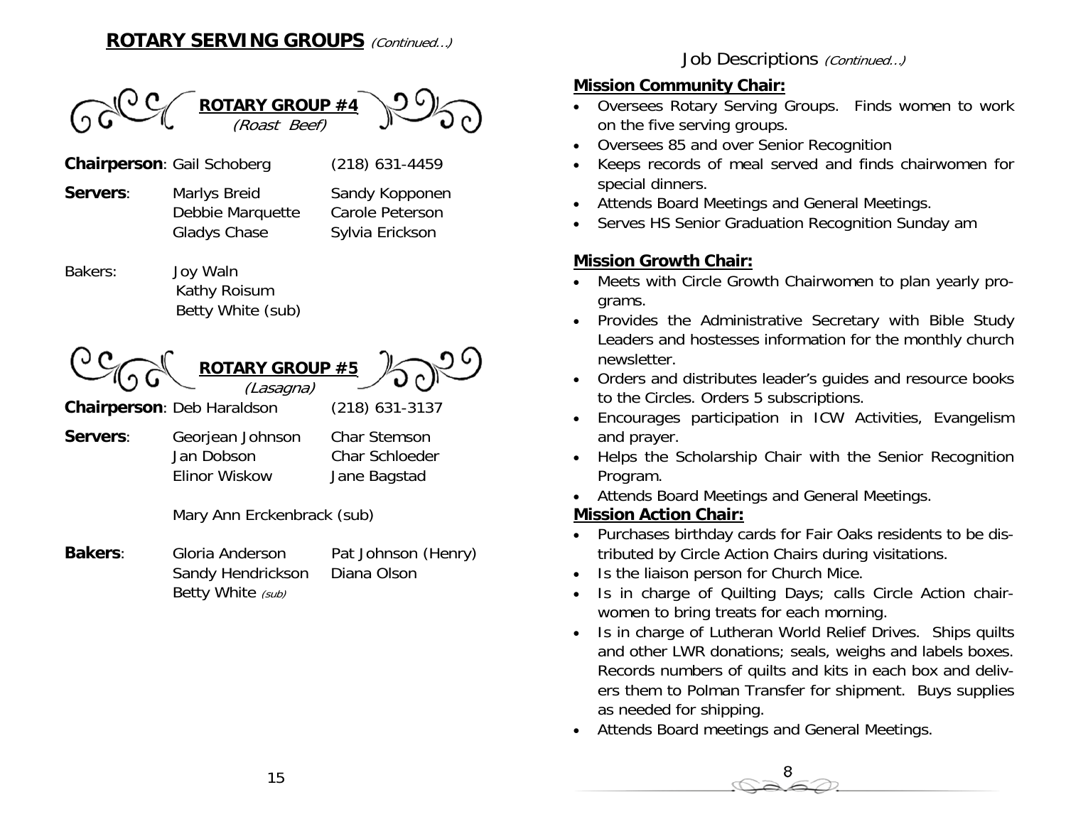## ROTARY SERVING GROUPS *(Continued…)*

### ROTARY GROUP #4
*(Roast Beef)*

**Chairperson**: Gail Schoberg (218) 631-4459

**Servers**:

| | |
|---|---|
| Marlys Breid | Sandy Kopponen |
| Debbie Marquette | Carole Peterson |
| Gladys Chase | Sylvia Erickson |

Bakers:
Joy Waln
Kathy Roisum
Betty White (sub)

### ROTARY GROUP #5
*(Lasagna)*

**Chairperson**: Deb Haraldson (218) 631-3137

**Servers**:

| | |
|---|---|
| Georjean Johnson | Char Stemson |
| Jan Dobson | Char Schloeder |
| Elinor Wiskow | Jane Bagstad |

Mary Ann Erckenbrack (sub)

**Bakers**:

| | |
|---|---|
| Gloria Anderson | Pat Johnson (Henry) |
| Sandy Hendrickson | Diana Olson |
| Betty White *(sub)* | |

## Job Descriptions *(Continued…)*

### Mission Community Chair:

- Oversees Rotary Serving Groups. Finds women to work on the five serving groups.
- Oversees 85 and over Senior Recognition
- Keeps records of meal served and finds chairwomen for special dinners.
- Attends Board Meetings and General Meetings.
- Serves HS Senior Graduation Recognition Sunday am

### Mission Growth Chair:

- Meets with Circle Growth Chairwomen to plan yearly programs.
- Provides the Administrative Secretary with Bible Study Leaders and hostesses information for the monthly church newsletter.
- Orders and distributes leader's guides and resource books to the Circles. Orders 5 subscriptions.
- Encourages participation in ICW Activities, Evangelism and prayer.
- Helps the Scholarship Chair with the Senior Recognition Program.
- Attends Board Meetings and General Meetings.

### Mission Action Chair:

- Purchases birthday cards for Fair Oaks residents to be distributed by Circle Action Chairs during visitations.
- Is the liaison person for Church Mice.
- Is in charge of Quilting Days; calls Circle Action chairwomen to bring treats for each morning.
- Is in charge of Lutheran World Relief Drives. Ships quilts and other LWR donations; seals, weighs and labels boxes. Records numbers of quilts and kits in each box and delivers them to Polman Transfer for shipment. Buys supplies as needed for shipping.
- Attends Board meetings and General Meetings.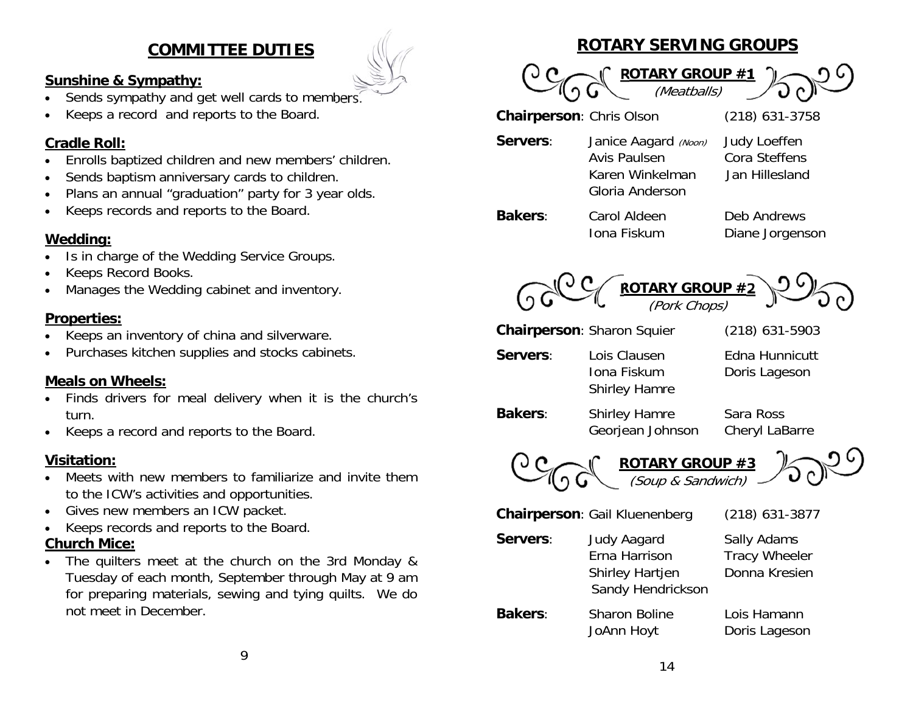# COMMITTEE DUTIES

### Sunshine & Sympathy:

- Sends sympathy and get well cards to members.
- Keeps a record and reports to the Board.

### Cradle Roll:

- Enrolls baptized children and new members' children.
- Sends baptism anniversary cards to children.
- Plans an annual "graduation" party for 3 year olds.
- Keeps records and reports to the Board.

### Wedding:

- Is in charge of the Wedding Service Groups.
- Keeps Record Books.
- Manages the Wedding cabinet and inventory.

### Properties:

- Keeps an inventory of china and silverware.
- Purchases kitchen supplies and stocks cabinets.

### Meals on Wheels:

- Finds drivers for meal delivery when it is the church's turn.
- Keeps a record and reports to the Board.

### Visitation:

- Meets with new members to familiarize and invite them to the ICW's activities and opportunities.
- Gives new members an ICW packet.
- Keeps records and reports to the Board.

### Church Mice:

- The quilters meet at the church on the 3rd Monday & Tuesday of each month, September through May at 9 am for preparing materials, sewing and tying quilts. We do not meet in December.

# ROTARY SERVING GROUPS

## ROTARY GROUP #1

*(Meatballs)*

**Chairperson**: Chris Olson (218) 631-3758

**Servers**: Janice Aagard *(Noon)*, Judy Loeffen, Avis Paulsen, Cora Steffens, Karen Winkelman, Jan Hillesland, Gloria Anderson

**Bakers**: Carol Aldeen, Deb Andrews, Iona Fiskum, Diane Jorgenson

## ROTARY GROUP #2

*(Pork Chops)*

**Chairperson**: Sharon Squier (218) 631-5903

**Servers**: Lois Clausen, Edna Hunnicutt, Iona Fiskum, Doris Lageson, Shirley Hamre

**Bakers**: Shirley Hamre, Sara Ross, Georjean Johnson, Cheryl LaBarre

## ROTARY GROUP #3

*(Soup & Sandwich)*

**Chairperson**: Gail Kluenenberg (218) 631-3877

**Servers**: Judy Aagard, Sally Adams, Erna Harrison, Tracy Wheeler, Shirley Hartjen, Donna Kresien, Sandy Hendrickson

**Bakers**: Sharon Boline, Lois Hamann, JoAnn Hoyt, Doris Lageson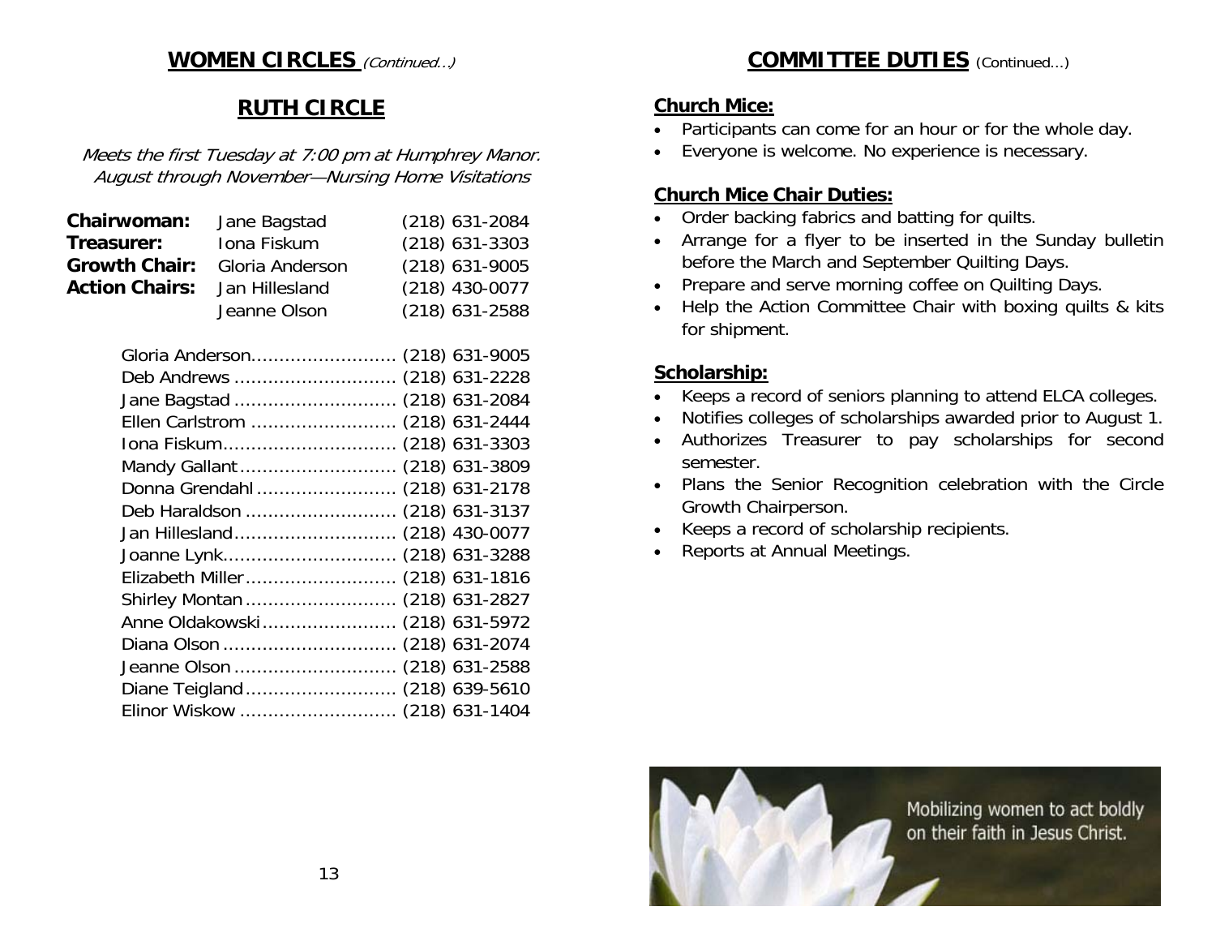## WOMEN CIRCLES *(Continued…)*

### RUTH CIRCLE

*Meets the first Tuesday at 7:00 pm at Humphrey Manor.*
*August through November—Nursing Home Visitations*

| | | |
|---|---|---|
| **Chairwoman:** | Jane Bagstad | (218) 631-2084 |
| **Treasurer:** | Iona Fiskum | (218) 631-3303 |
| **Growth Chair:** | Gloria Anderson | (218) 631-9005 |
| **Action Chairs:** | Jan Hillesland | (218) 430-0077 |
| | Jeanne Olson | (218) 631-2588 |

Gloria Anderson.......................... (218) 631-9005
Deb Andrews ............................ (218) 631-2228
Jane Bagstad ............................ (218) 631-2084
Ellen Carlstrom .......................... (218) 631-2444
Iona Fiskum.............................. (218) 631-3303
Mandy Gallant........................... (218) 631-3809
Donna Grendahl ........................ (218) 631-2178
Deb Haraldson .......................... (218) 631-3137
Jan Hillesland............................ (218) 430-0077
Joanne Lynk.............................. (218) 631-3288
Elizabeth Miller.......................... (218) 631-1816
Shirley Montan .......................... (218) 631-2827
Anne Oldakowski........................ (218) 631-5972
Diana Olson .............................. (218) 631-2074
Jeanne Olson ............................ (218) 631-2588
Diane Teigland.......................... (218) 639-5610
Elinor Wiskow ........................... (218) 631-1404

## COMMITTEE DUTIES (Continued…)

**Church Mice:**

- Participants can come for an hour or for the whole day.
- Everyone is welcome. No experience is necessary.

**Church Mice Chair Duties:**

- Order backing fabrics and batting for quilts.
- Arrange for a flyer to be inserted in the Sunday bulletin before the March and September Quilting Days.
- Prepare and serve morning coffee on Quilting Days.
- Help the Action Committee Chair with boxing quilts & kits for shipment.

**Scholarship:**

- Keeps a record of seniors planning to attend ELCA colleges.
- Notifies colleges of scholarships awarded prior to August 1.
- Authorizes Treasurer to pay scholarships for second semester.
- Plans the Senior Recognition celebration with the Circle Growth Chairperson.
- Keeps a record of scholarship recipients.
- Reports at Annual Meetings.

Mobilizing women to act boldly on their faith in Jesus Christ.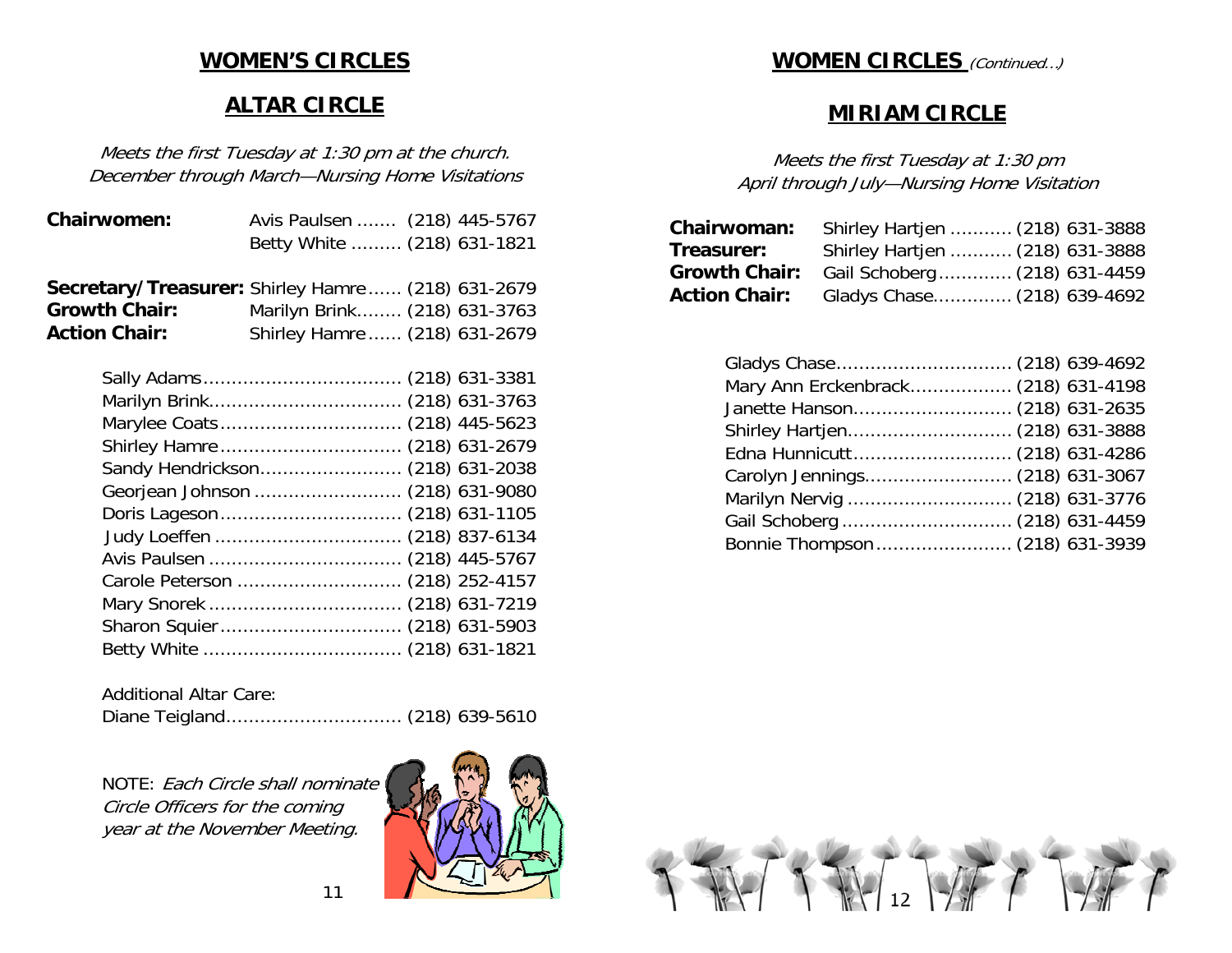# WOMEN'S CIRCLES

## ALTAR CIRCLE

*Meets the first Tuesday at 1:30 pm at the church.*
*December through March—Nursing Home Visitations*

**Chairwomen:** Avis Paulsen ....... (218) 445-5767
Betty White ......... (218) 631-1821

**Secretary/Treasurer:** Shirley Hamre...... (218) 631-2679
**Growth Chair:** Marilyn Brink........ (218) 631-3763
**Action Chair:** Shirley Hamre...... (218) 631-2679

Sally Adams.................................. (218) 631-3381
Marilyn Brink................................. (218) 631-3763
Marylee Coats................................ (218) 445-5623
Shirley Hamre................................ (218) 631-2679
Sandy Hendrickson......................... (218) 631-2038
Georjean Johnson .......................... (218) 631-9080
Doris Lageson................................ (218) 631-1105
Judy Loeffen ................................. (218) 837-6134
Avis Paulsen ................................. (218) 445-5767
Carole Peterson ............................. (218) 252-4157
Mary Snorek .................................. (218) 631-7219
Sharon Squier................................ (218) 631-5903
Betty White ................................... (218) 631-1821

Additional Altar Care:
Diane Teigland............................... (218) 639-5610

NOTE: *Each Circle shall nominate Circle Officers for the coming year at the November Meeting.*

# WOMEN CIRCLES *(Continued...)*

## MIRIAM CIRCLE

*Meets the first Tuesday at 1:30 pm*
*April through July—Nursing Home Visitation*

**Chairwoman:** Shirley Hartjen ........... (218) 631-3888
**Treasurer:** Shirley Hartjen ........... (218) 631-3888
**Growth Chair:** Gail Schoberg............. (218) 631-4459
**Action Chair:** Gladys Chase.............. (218) 639-4692

Gladys Chase............................... (218) 639-4692
Mary Ann Erckenbrack.................. (218) 631-4198
Janette Hanson............................ (218) 631-2635
Shirley Hartjen............................. (218) 631-3888
Edna Hunnicutt............................ (218) 631-4286
Carolyn Jennings.......................... (218) 631-3067
Marilyn Nervig ............................. (218) 631-3776
Gail Schoberg .............................. (218) 631-4459
Bonnie Thompson........................ (218) 631-3939